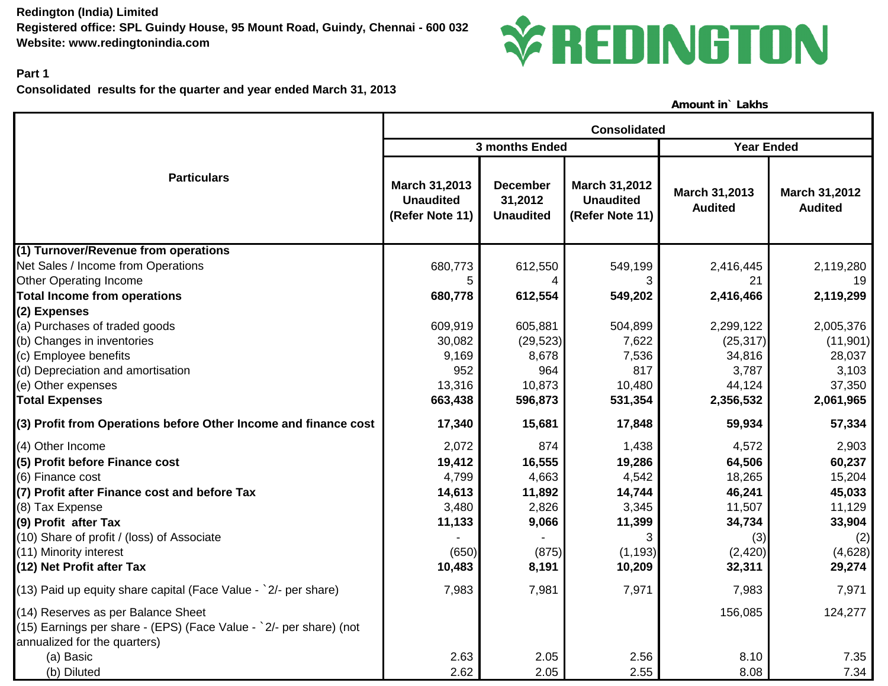**Redington (India) Limited**
**Registered office: SPL Guindy House, 95 Mount Road, Guindy, Chennai - 600 032**
**Website: www.redingtonindia.com**

**Part 1**
**Consolidated results for the quarter and year ended March 31, 2013**

**Amount in` Lakhs**

| Particulars | Consolidated | | | | |
|---|---|---|---|---|---|
| | 3 months Ended | | | Year Ended | |
| | March 31,2013 Unaudited (Refer Note 11) | December 31,2012 Unaudited | March 31,2012 Unaudited (Refer Note 11) | March 31,2013 Audited | March 31,2012 Audited |
| **(1) Turnover/Revenue from operations** | | | | | |
| Net Sales / Income from Operations | 680,773 | 612,550 | 549,199 | 2,416,445 | 2,119,280 |
| Other Operating Income | 5 | 4 | 3 | 21 | 19 |
| **Total Income from operations** | **680,778** | **612,554** | **549,202** | **2,416,466** | **2,119,299** |
| **(2) Expenses** | | | | | |
| (a) Purchases of traded goods | 609,919 | 605,881 | 504,899 | 2,299,122 | 2,005,376 |
| (b) Changes in inventories | 30,082 | (29,523) | 7,622 | (25,317) | (11,901) |
| (c) Employee benefits | 9,169 | 8,678 | 7,536 | 34,816 | 28,037 |
| (d) Depreciation and amortisation | 952 | 964 | 817 | 3,787 | 3,103 |
| (e) Other expenses | 13,316 | 10,873 | 10,480 | 44,124 | 37,350 |
| **Total Expenses** | **663,438** | **596,873** | **531,354** | **2,356,532** | **2,061,965** |
| **(3) Profit from Operations before Other Income and finance cost** | **17,340** | **15,681** | **17,848** | **59,934** | **57,334** |
| (4) Other Income | 2,072 | 874 | 1,438 | 4,572 | 2,903 |
| **(5) Profit before Finance cost** | **19,412** | **16,555** | **19,286** | **64,506** | **60,237** |
| (6) Finance cost | 4,799 | 4,663 | 4,542 | 18,265 | 15,204 |
| **(7) Profit after Finance cost and before Tax** | **14,613** | **11,892** | **14,744** | **46,241** | **45,033** |
| (8) Tax Expense | 3,480 | 2,826 | 3,345 | 11,507 | 11,129 |
| **(9) Profit after Tax** | **11,133** | **9,066** | **11,399** | **34,734** | **33,904** |
| (10) Share of profit / (loss) of Associate | - | - | 3 | (3) | (2) |
| (11) Minority interest | (650) | (875) | (1,193) | (2,420) | (4,628) |
| **(12) Net Profit after Tax** | **10,483** | **8,191** | **10,209** | **32,311** | **29,274** |
| (13) Paid up equity share capital (Face Value - `2/- per share) | 7,983 | 7,981 | 7,971 | 7,983 | 7,971 |
| (14) Reserves as per Balance Sheet | | | | 156,085 | 124,277 |
| (15) Earnings per share - (EPS) (Face Value - `2/- per share) (not annualized for the quarters) | | | | | |
| (a) Basic | 2.63 | 2.05 | 2.56 | 8.10 | 7.35 |
| (b) Diluted | 2.62 | 2.05 | 2.55 | 8.08 | 7.34 |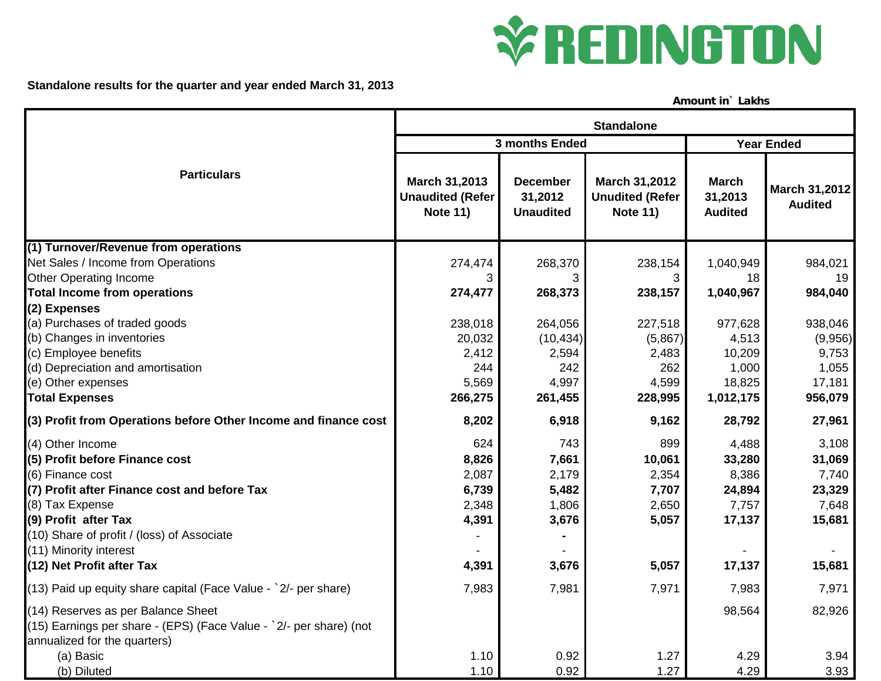REDINGTON

**Standalone results for the quarter and year ended March 31, 2013**

**Amount in` Lakhs**

| Particulars | Standalone | | | | |
|---|---|---|---|---|---|
| | 3 months Ended | | | Year Ended | |
| | March 31,2013 Unaudited (Refer Note 11) | December 31,2012 Unaudited | March 31,2012 Unudited (Refer Note 11) | March 31,2013 Audited | March 31,2012 Audited |
| **(1) Turnover/Revenue from operations** | | | | | |
| Net Sales / Income from Operations | 274,474 | 268,370 | 238,154 | 1,040,949 | 984,021 |
| Other Operating Income | 3 | 3 | 3 | 18 | 19 |
| **Total Income from operations** | **274,477** | **268,373** | **238,157** | **1,040,967** | **984,040** |
| **(2) Expenses** | | | | | |
| (a) Purchases of traded goods | 238,018 | 264,056 | 227,518 | 977,628 | 938,046 |
| (b) Changes in inventories | 20,032 | (10,434) | (5,867) | 4,513 | (9,956) |
| (c) Employee benefits | 2,412 | 2,594 | 2,483 | 10,209 | 9,753 |
| (d) Depreciation and amortisation | 244 | 242 | 262 | 1,000 | 1,055 |
| (e) Other expenses | 5,569 | 4,997 | 4,599 | 18,825 | 17,181 |
| **Total Expenses** | **266,275** | **261,455** | **228,995** | **1,012,175** | **956,079** |
| **(3) Profit from Operations before Other Income and finance cost** | **8,202** | **6,918** | **9,162** | **28,792** | **27,961** |
| (4) Other Income | 624 | 743 | 899 | 4,488 | 3,108 |
| **(5) Profit before Finance cost** | **8,826** | **7,661** | **10,061** | **33,280** | **31,069** |
| (6) Finance cost | 2,087 | 2,179 | 2,354 | 8,386 | 7,740 |
| **(7) Profit after Finance cost and before Tax** | **6,739** | **5,482** | **7,707** | **24,894** | **23,329** |
| (8) Tax Expense | 2,348 | 1,806 | 2,650 | 7,757 | 7,648 |
| **(9) Profit after Tax** | **4,391** | **3,676** | **5,057** | **17,137** | **15,681** |
| (10) Share of profit / (loss) of Associate | - | - | | | |
| (11) Minority interest | - | - | | - | - |
| **(12) Net Profit after Tax** | **4,391** | **3,676** | **5,057** | **17,137** | **15,681** |
| (13) Paid up equity share capital (Face Value - `2/- per share) | 7,983 | 7,981 | 7,971 | 7,983 | 7,971 |
| (14) Reserves as per Balance Sheet | | | | 98,564 | 82,926 |
| (15) Earnings per share - (EPS) (Face Value - `2/- per share) (not annualized for the quarters) | | | | | |
| (a) Basic | 1.10 | 0.92 | 1.27 | 4.29 | 3.94 |
| (b) Diluted | 1.10 | 0.92 | 1.27 | 4.29 | 3.93 |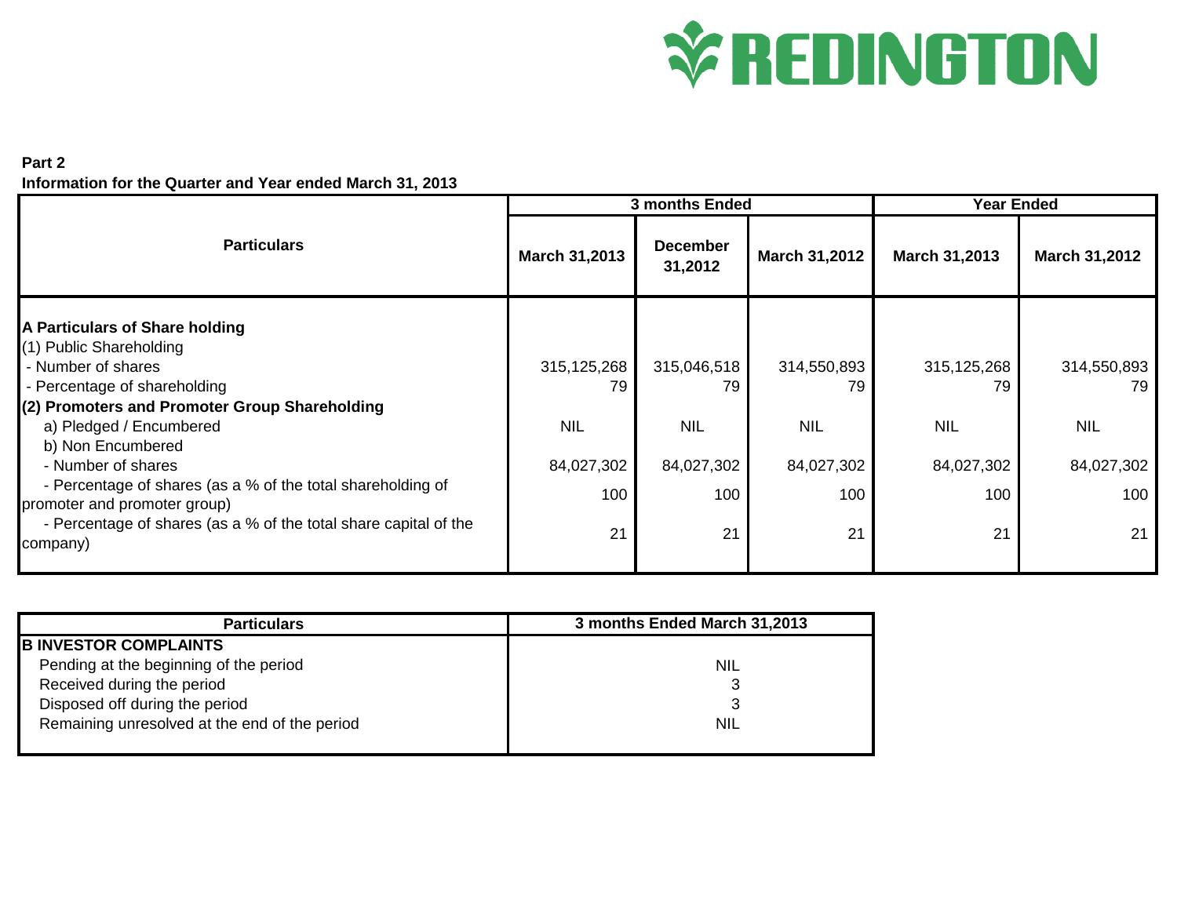**Part 2**

**Information for the Quarter and Year ended March 31, 2013**

| Particulars | 3 months Ended | | | Year Ended | |
|---|---|---|---|---|---|
| | March 31,2013 | December 31,2012 | March 31,2012 | March 31,2013 | March 31,2012 |
| **A Particulars of Share holding** | | | | | |
| (1) Public Shareholding | | | | | |
| - Number of shares | 315,125,268 | 315,046,518 | 314,550,893 | 315,125,268 | 314,550,893 |
| - Percentage of shareholding | 79 | 79 | 79 | 79 | 79 |
| **(2) Promoters and Promoter Group Shareholding** | | | | | |
| a) Pledged / Encumbered | NIL | NIL | NIL | NIL | NIL |
| b) Non Encumbered | | | | | |
| - Number of shares | 84,027,302 | 84,027,302 | 84,027,302 | 84,027,302 | 84,027,302 |
| - Percentage of shares (as a % of the total shareholding of promoter and promoter group) | 100 | 100 | 100 | 100 | 100 |
| - Percentage of shares (as a % of the total share capital of the company) | 21 | 21 | 21 | 21 | 21 |

| Particulars | 3 months Ended March 31,2013 |
|---|---|
| **B INVESTOR COMPLAINTS** | |
| Pending at the beginning of the period | NIL |
| Received during the period | 3 |
| Disposed off during the period | 3 |
| Remaining unresolved at the end of the period | NIL |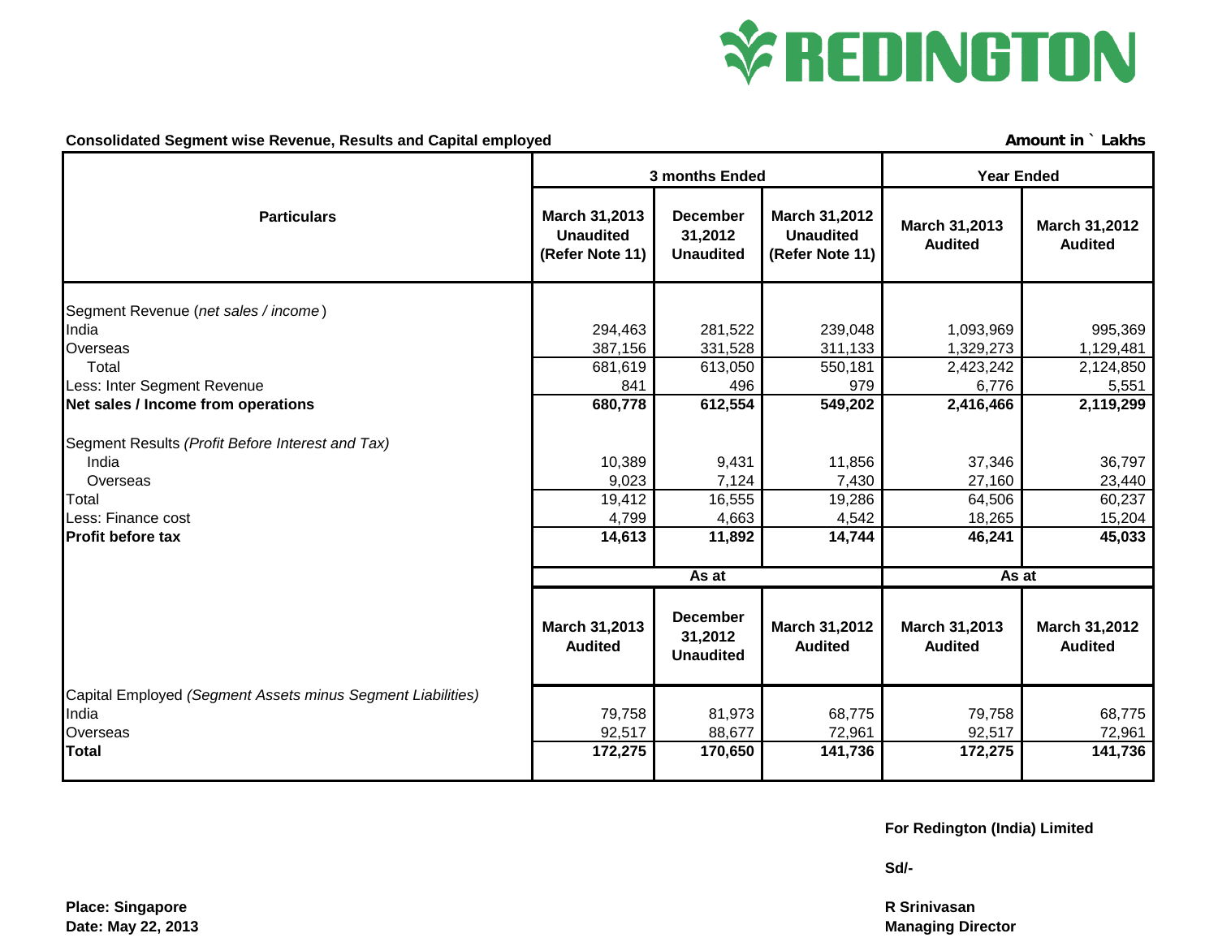REDINGTON

**Consolidated Segment wise Revenue, Results and Capital employed**

**Amount in ` Lakhs**

| Particulars | 3 months Ended | | | Year Ended | |
|---|---|---|---|---|---|
| | **March 31,2013 Unaudited (Refer Note 11)** | **December 31,2012 Unaudited** | **March 31,2012 Unaudited (Refer Note 11)** | **March 31,2013 Audited** | **March 31,2012 Audited** |
| Segment Revenue (*net sales / income*) | | | | | |
| India | 294,463 | 281,522 | 239,048 | 1,093,969 | 995,369 |
| Overseas | 387,156 | 331,528 | 311,133 | 1,329,273 | 1,129,481 |
| Total | 681,619 | 613,050 | 550,181 | 2,423,242 | 2,124,850 |
| Less: Inter Segment Revenue | 841 | 496 | 979 | 6,776 | 5,551 |
| **Net sales / Income from operations** | **680,778** | **612,554** | **549,202** | **2,416,466** | **2,119,299** |
| Segment Results *(Profit Before Interest and Tax)* | | | | | |
| India | 10,389 | 9,431 | 11,856 | 37,346 | 36,797 |
| Overseas | 9,023 | 7,124 | 7,430 | 27,160 | 23,440 |
| Total | 19,412 | 16,555 | 19,286 | 64,506 | 60,237 |
| Less: Finance cost | 4,799 | 4,663 | 4,542 | 18,265 | 15,204 |
| **Profit before tax** | **14,613** | **11,892** | **14,744** | **46,241** | **45,033** |
| | **As at** | | | **As at** | |
| | **March 31,2013 Audited** | **December 31,2012 Unaudited** | **March 31,2012 Audited** | **March 31,2013 Audited** | **March 31,2012 Audited** |
| Capital Employed *(Segment Assets minus Segment Liabilities)* | | | | | |
| India | 79,758 | 81,973 | 68,775 | 79,758 | 68,775 |
| Overseas | 92,517 | 88,677 | 72,961 | 92,517 | 72,961 |
| **Total** | **172,275** | **170,650** | **141,736** | **172,275** | **141,736** |

**For Redington (India) Limited**

**Sd/-**

**Place: Singapore**
**Date: May 22, 2013**

**R Srinivasan**
**Managing Director**